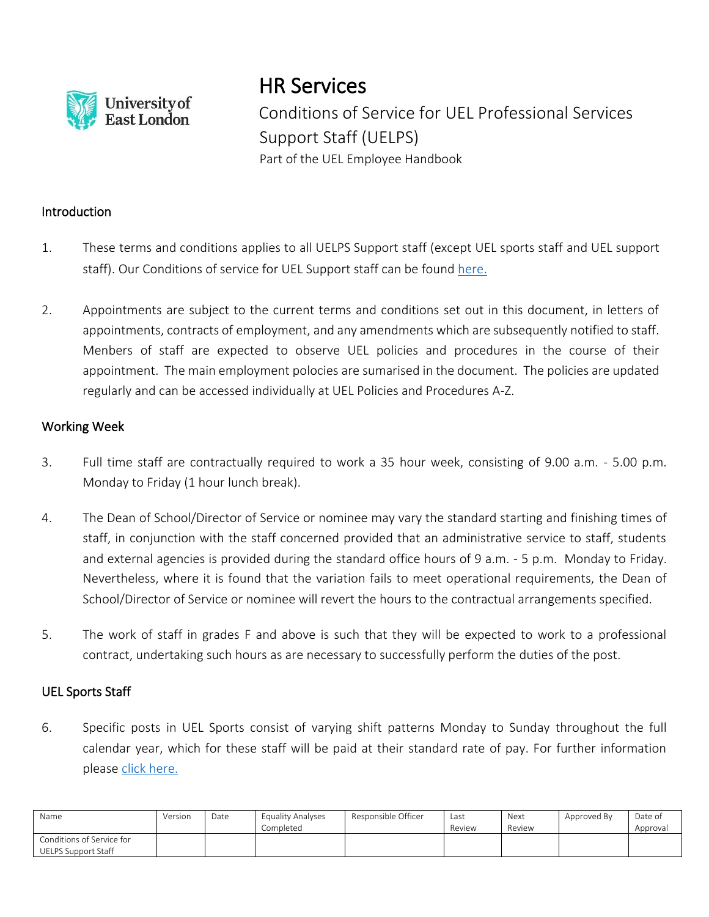University of East London

# HR Services

Conditions of Service for UEL Professional Services Support Staff (UELPS)

Part of the UEL Employee Handbook

## Introduction

1. These terms and conditions applies to all UELPS Support staff (except UEL sports staff and UEL support staff). Our Conditions of service for UEL Support staff can be found here.

2. Appointments are subject to the current terms and conditions set out in this document, in letters of appointments, contracts of employment, and any amendments which are subsequently notified to staff. Menbers of staff are expected to observe UEL policies and procedures in the course of their appointment. The main employment polocies are sumarised in the document. The policies are updated regularly and can be accessed individually at UEL Policies and Procedures A-Z.

## Working Week

3. Full time staff are contractually required to work a 35 hour week, consisting of 9.00 a.m. - 5.00 p.m. Monday to Friday (1 hour lunch break).

4. The Dean of School/Director of Service or nominee may vary the standard starting and finishing times of staff, in conjunction with the staff concerned provided that an administrative service to staff, students and external agencies is provided during the standard office hours of 9 a.m. - 5 p.m. Monday to Friday. Nevertheless, where it is found that the variation fails to meet operational requirements, the Dean of School/Director of Service or nominee will revert the hours to the contractual arrangements specified.

5. The work of staff in grades F and above is such that they will be expected to work to a professional contract, undertaking such hours as are necessary to successfully perform the duties of the post.

## UEL Sports Staff

6. Specific posts in UEL Sports consist of varying shift patterns Monday to Sunday throughout the full calendar year, which for these staff will be paid at their standard rate of pay. For further information please click here.

| Name | Version | Date | Equality Analyses Completed | Responsible Officer | Last Review | Next Review | Approved By | Date of Approval |
|---|---|---|---|---|---|---|---|---|
| Conditions of Service for UELPS Support Staff | | | | | | | | |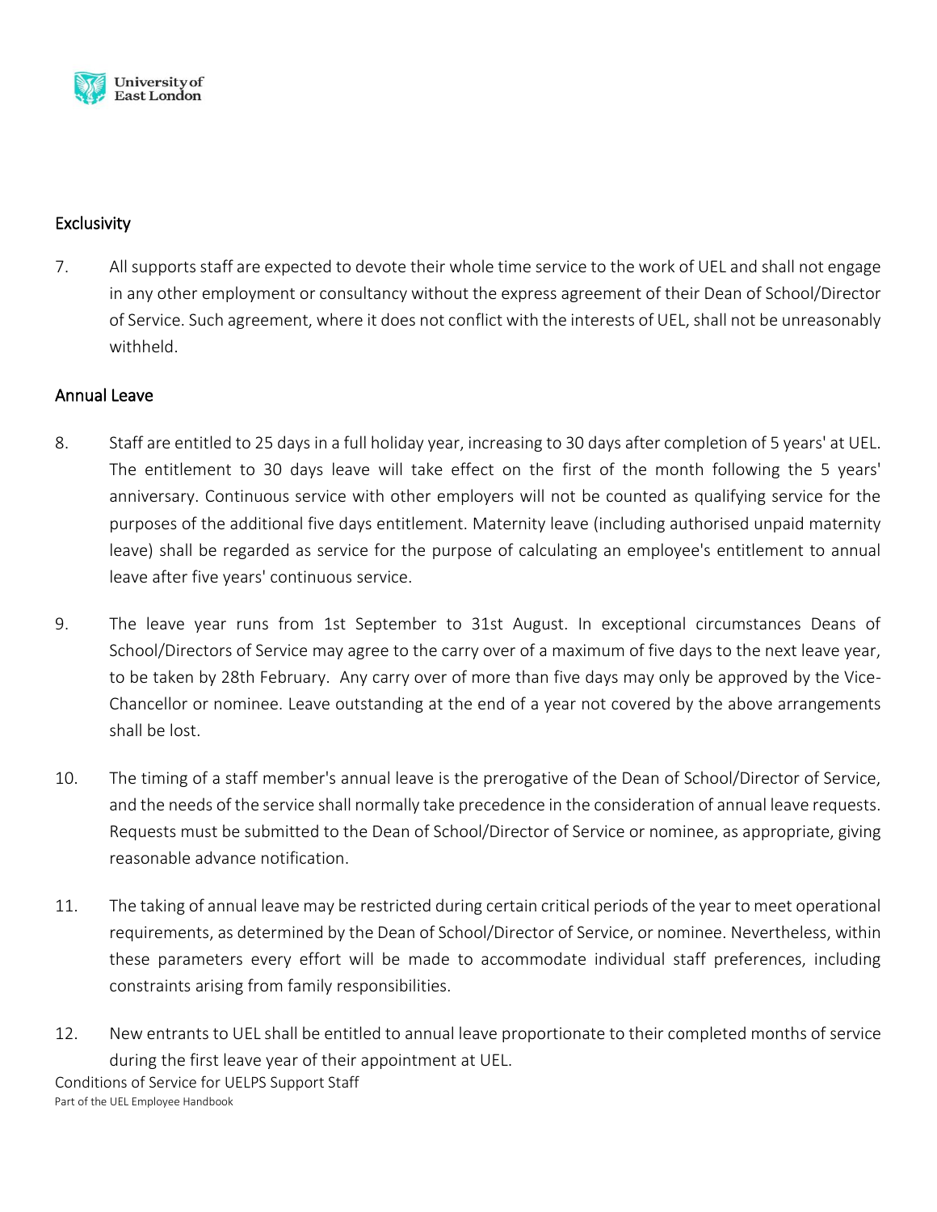## Exclusivity

7. All supports staff are expected to devote their whole time service to the work of UEL and shall not engage in any other employment or consultancy without the express agreement of their Dean of School/Director of Service. Such agreement, where it does not conflict with the interests of UEL, shall not be unreasonably withheld.

## Annual Leave

8. Staff are entitled to 25 days in a full holiday year, increasing to 30 days after completion of 5 years' at UEL. The entitlement to 30 days leave will take effect on the first of the month following the 5 years' anniversary. Continuous service with other employers will not be counted as qualifying service for the purposes of the additional five days entitlement. Maternity leave (including authorised unpaid maternity leave) shall be regarded as service for the purpose of calculating an employee's entitlement to annual leave after five years' continuous service.

9. The leave year runs from 1st September to 31st August. In exceptional circumstances Deans of School/Directors of Service may agree to the carry over of a maximum of five days to the next leave year, to be taken by 28th February. Any carry over of more than five days may only be approved by the Vice-Chancellor or nominee. Leave outstanding at the end of a year not covered by the above arrangements shall be lost.

10. The timing of a staff member's annual leave is the prerogative of the Dean of School/Director of Service, and the needs of the service shall normally take precedence in the consideration of annual leave requests. Requests must be submitted to the Dean of School/Director of Service or nominee, as appropriate, giving reasonable advance notification.

11. The taking of annual leave may be restricted during certain critical periods of the year to meet operational requirements, as determined by the Dean of School/Director of Service, or nominee. Nevertheless, within these parameters every effort will be made to accommodate individual staff preferences, including constraints arising from family responsibilities.

12. New entrants to UEL shall be entitled to annual leave proportionate to their completed months of service during the first leave year of their appointment at UEL.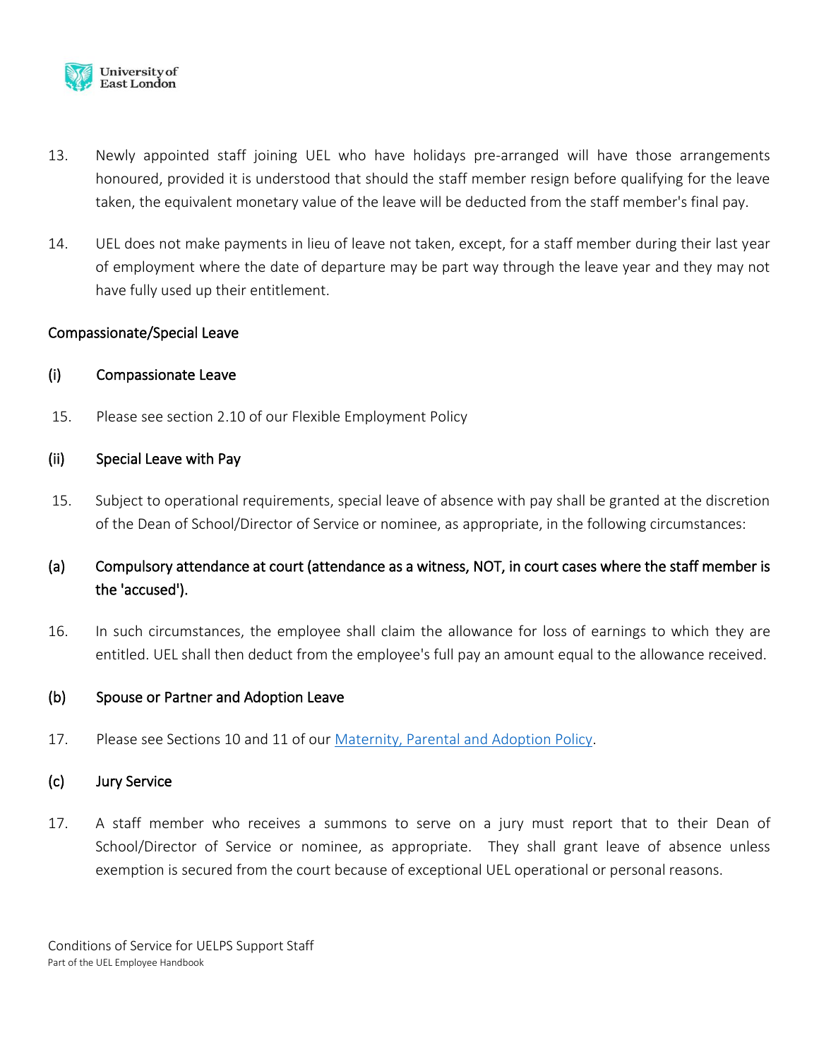13. Newly appointed staff joining UEL who have holidays pre-arranged will have those arrangements honoured, provided it is understood that should the staff member resign before qualifying for the leave taken, the equivalent monetary value of the leave will be deducted from the staff member's final pay.

14. UEL does not make payments in lieu of leave not taken, except, for a staff member during their last year of employment where the date of departure may be part way through the leave year and they may not have fully used up their entitlement.

## Compassionate/Special Leave

### (i) Compassionate Leave

15. Please see section 2.10 of our Flexible Employment Policy

### (ii) Special Leave with Pay

15. Subject to operational requirements, special leave of absence with pay shall be granted at the discretion of the Dean of School/Director of Service or nominee, as appropriate, in the following circumstances:

### (a) Compulsory attendance at court (attendance as a witness, NOT, in court cases where the staff member is the 'accused').

16. In such circumstances, the employee shall claim the allowance for loss of earnings to which they are entitled. UEL shall then deduct from the employee's full pay an amount equal to the allowance received.

### (b) Spouse or Partner and Adoption Leave

17. Please see Sections 10 and 11 of our Maternity, Parental and Adoption Policy.

### (c) Jury Service

17. A staff member who receives a summons to serve on a jury must report that to their Dean of School/Director of Service or nominee, as appropriate. They shall grant leave of absence unless exemption is secured from the court because of exceptional UEL operational or personal reasons.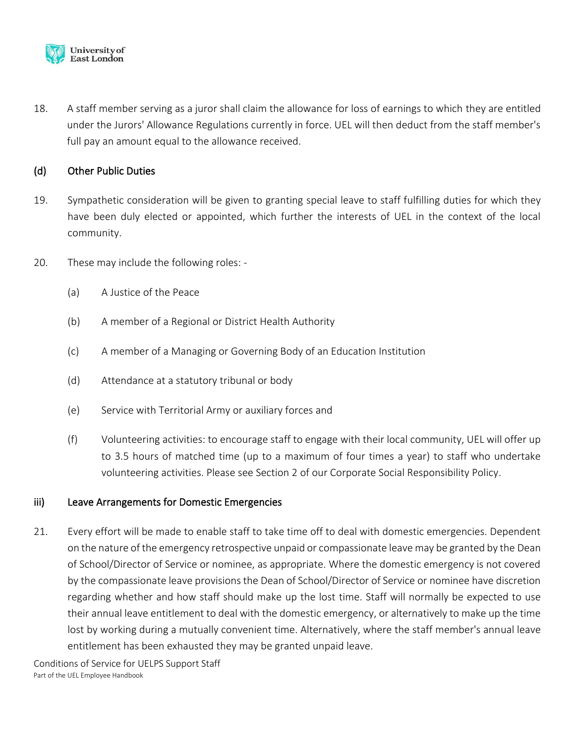18. A staff member serving as a juror shall claim the allowance for loss of earnings to which they are entitled under the Jurors' Allowance Regulations currently in force. UEL will then deduct from the staff member's full pay an amount equal to the allowance received.

### (d) Other Public Duties

19. Sympathetic consideration will be given to granting special leave to staff fulfilling duties for which they have been duly elected or appointed, which further the interests of UEL in the context of the local community.

20. These may include the following roles: -

    (a) A Justice of the Peace

    (b) A member of a Regional or District Health Authority

    (c) A member of a Managing or Governing Body of an Education Institution

    (d) Attendance at a statutory tribunal or body

    (e) Service with Territorial Army or auxiliary forces and

    (f) Volunteering activities: to encourage staff to engage with their local community, UEL will offer up to 3.5 hours of matched time (up to a maximum of four times a year) to staff who undertake volunteering activities. Please see Section 2 of our Corporate Social Responsibility Policy.

### iii) Leave Arrangements for Domestic Emergencies

21. Every effort will be made to enable staff to take time off to deal with domestic emergencies. Dependent on the nature of the emergency retrospective unpaid or compassionate leave may be granted by the Dean of School/Director of Service or nominee, as appropriate. Where the domestic emergency is not covered by the compassionate leave provisions the Dean of School/Director of Service or nominee have discretion regarding whether and how staff should make up the lost time. Staff will normally be expected to use their annual leave entitlement to deal with the domestic emergency, or alternatively to make up the time lost by working during a mutually convenient time. Alternatively, where the staff member's annual leave entitlement has been exhausted they may be granted unpaid leave.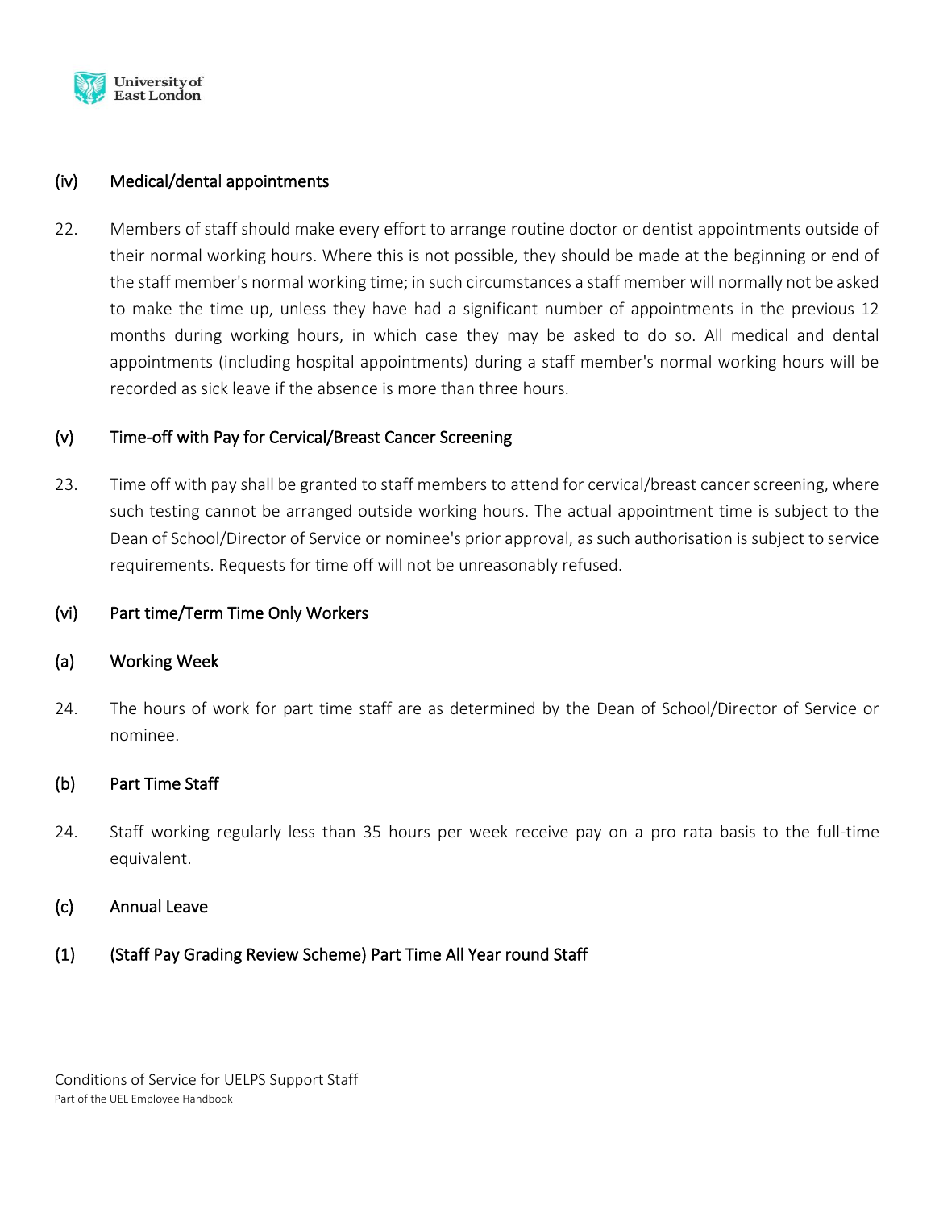### (iv) Medical/dental appointments

22. Members of staff should make every effort to arrange routine doctor or dentist appointments outside of their normal working hours. Where this is not possible, they should be made at the beginning or end of the staff member's normal working time; in such circumstances a staff member will normally not be asked to make the time up, unless they have had a significant number of appointments in the previous 12 months during working hours, in which case they may be asked to do so. All medical and dental appointments (including hospital appointments) during a staff member's normal working hours will be recorded as sick leave if the absence is more than three hours.

### (v) Time-off with Pay for Cervical/Breast Cancer Screening

23. Time off with pay shall be granted to staff members to attend for cervical/breast cancer screening, where such testing cannot be arranged outside working hours. The actual appointment time is subject to the Dean of School/Director of Service or nominee's prior approval, as such authorisation is subject to service requirements. Requests for time off will not be unreasonably refused.

### (vi) Part time/Term Time Only Workers

#### (a) Working Week

24. The hours of work for part time staff are as determined by the Dean of School/Director of Service or nominee.

#### (b) Part Time Staff

24. Staff working regularly less than 35 hours per week receive pay on a pro rata basis to the full-time equivalent.

#### (c) Annual Leave

#### (1) (Staff Pay Grading Review Scheme) Part Time All Year round Staff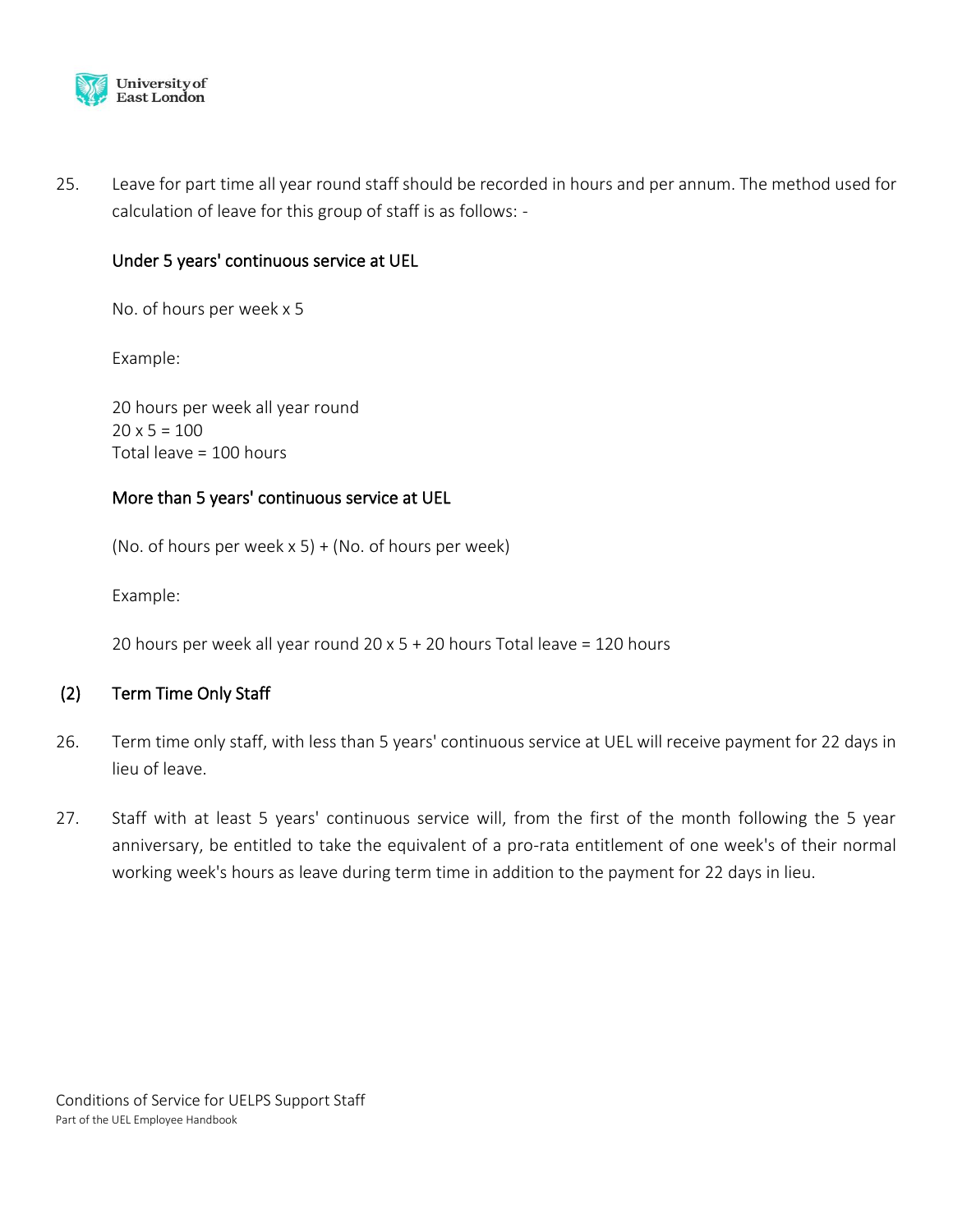25. Leave for part time all year round staff should be recorded in hours and per annum. The method used for calculation of leave for this group of staff is as follows: -

    **Under 5 years' continuous service at UEL**

    No. of hours per week x 5

    Example:

    20 hours per week all year round
    20 x 5 = 100
    Total leave = 100 hours

    **More than 5 years' continuous service at UEL**

    (No. of hours per week x 5) + (No. of hours per week)

    Example:

    20 hours per week all year round 20 x 5 + 20 hours Total leave = 120 hours

### (2) Term Time Only Staff

26. Term time only staff, with less than 5 years' continuous service at UEL will receive payment for 22 days in lieu of leave.

27. Staff with at least 5 years' continuous service will, from the first of the month following the 5 year anniversary, be entitled to take the equivalent of a pro-rata entitlement of one week's of their normal working week's hours as leave during term time in addition to the payment for 22 days in lieu.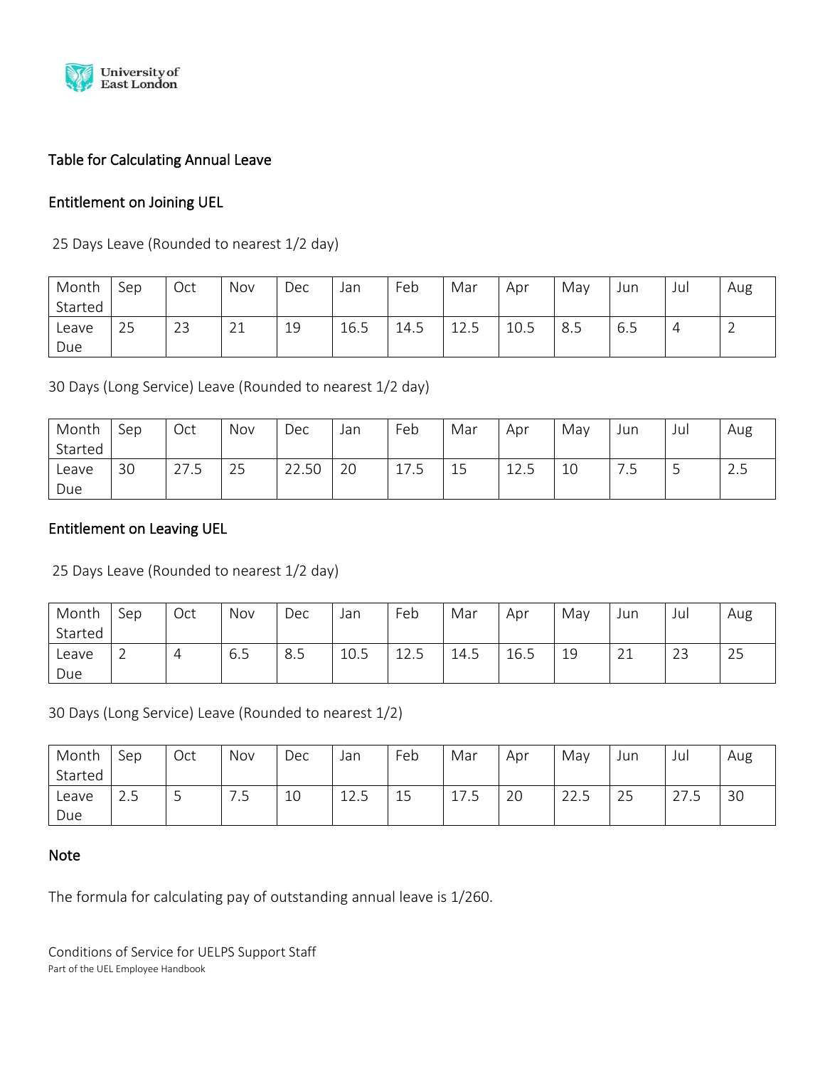## Table for Calculating Annual Leave

### Entitlement on Joining UEL

25 Days Leave (Rounded to nearest 1/2 day)

| Month Started | Sep | Oct | Nov | Dec | Jan | Feb | Mar | Apr | May | Jun | Jul | Aug |
|---|---|---|---|---|---|---|---|---|---|---|---|---|
| Leave Due | 25 | 23 | 21 | 19 | 16.5 | 14.5 | 12.5 | 10.5 | 8.5 | 6.5 | 4 | 2 |

30 Days (Long Service) Leave (Rounded to nearest 1/2 day)

| Month Started | Sep | Oct | Nov | Dec | Jan | Feb | Mar | Apr | May | Jun | Jul | Aug |
|---|---|---|---|---|---|---|---|---|---|---|---|---|
| Leave Due | 30 | 27.5 | 25 | 22.50 | 20 | 17.5 | 15 | 12.5 | 10 | 7.5 | 5 | 2.5 |

### Entitlement on Leaving UEL

25 Days Leave (Rounded to nearest 1/2 day)

| Month Started | Sep | Oct | Nov | Dec | Jan | Feb | Mar | Apr | May | Jun | Jul | Aug |
|---|---|---|---|---|---|---|---|---|---|---|---|---|
| Leave Due | 2 | 4 | 6.5 | 8.5 | 10.5 | 12.5 | 14.5 | 16.5 | 19 | 21 | 23 | 25 |

30 Days (Long Service) Leave (Rounded to nearest 1/2)

| Month Started | Sep | Oct | Nov | Dec | Jan | Feb | Mar | Apr | May | Jun | Jul | Aug |
|---|---|---|---|---|---|---|---|---|---|---|---|---|
| Leave Due | 2.5 | 5 | 7.5 | 10 | 12.5 | 15 | 17.5 | 20 | 22.5 | 25 | 27.5 | 30 |

### Note

The formula for calculating pay of outstanding annual leave is 1/260.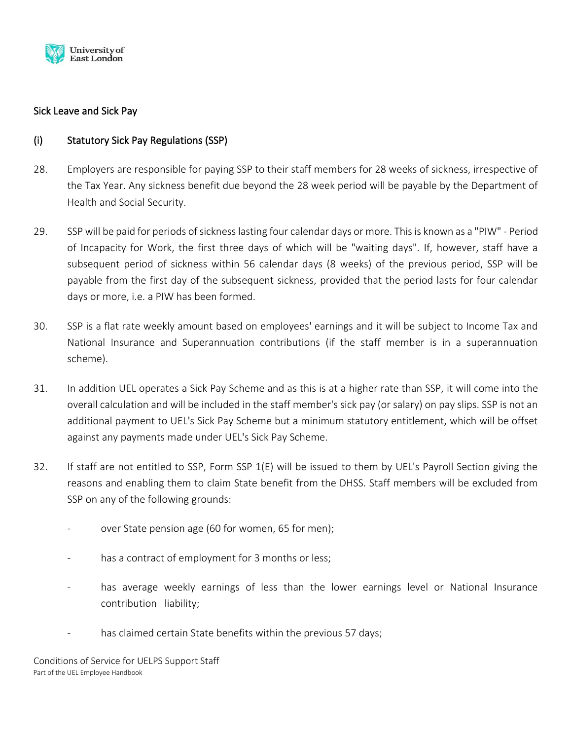## Sick Leave and Sick Pay

### (i) Statutory Sick Pay Regulations (SSP)

28. Employers are responsible for paying SSP to their staff members for 28 weeks of sickness, irrespective of the Tax Year. Any sickness benefit due beyond the 28 week period will be payable by the Department of Health and Social Security.

29. SSP will be paid for periods of sickness lasting four calendar days or more. This is known as a "PIW" - Period of Incapacity for Work, the first three days of which will be "waiting days". If, however, staff have a subsequent period of sickness within 56 calendar days (8 weeks) of the previous period, SSP will be payable from the first day of the subsequent sickness, provided that the period lasts for four calendar days or more, i.e. a PIW has been formed.

30. SSP is a flat rate weekly amount based on employees' earnings and it will be subject to Income Tax and National Insurance and Superannuation contributions (if the staff member is in a superannuation scheme).

31. In addition UEL operates a Sick Pay Scheme and as this is at a higher rate than SSP, it will come into the overall calculation and will be included in the staff member's sick pay (or salary) on pay slips. SSP is not an additional payment to UEL's Sick Pay Scheme but a minimum statutory entitlement, which will be offset against any payments made under UEL's Sick Pay Scheme.

32. If staff are not entitled to SSP, Form SSP 1(E) will be issued to them by UEL's Payroll Section giving the reasons and enabling them to claim State benefit from the DHSS. Staff members will be excluded from SSP on any of the following grounds:

    - over State pension age (60 for women, 65 for men);
    - has a contract of employment for 3 months or less;
    - has average weekly earnings of less than the lower earnings level or National Insurance contribution liability;
    - has claimed certain State benefits within the previous 57 days;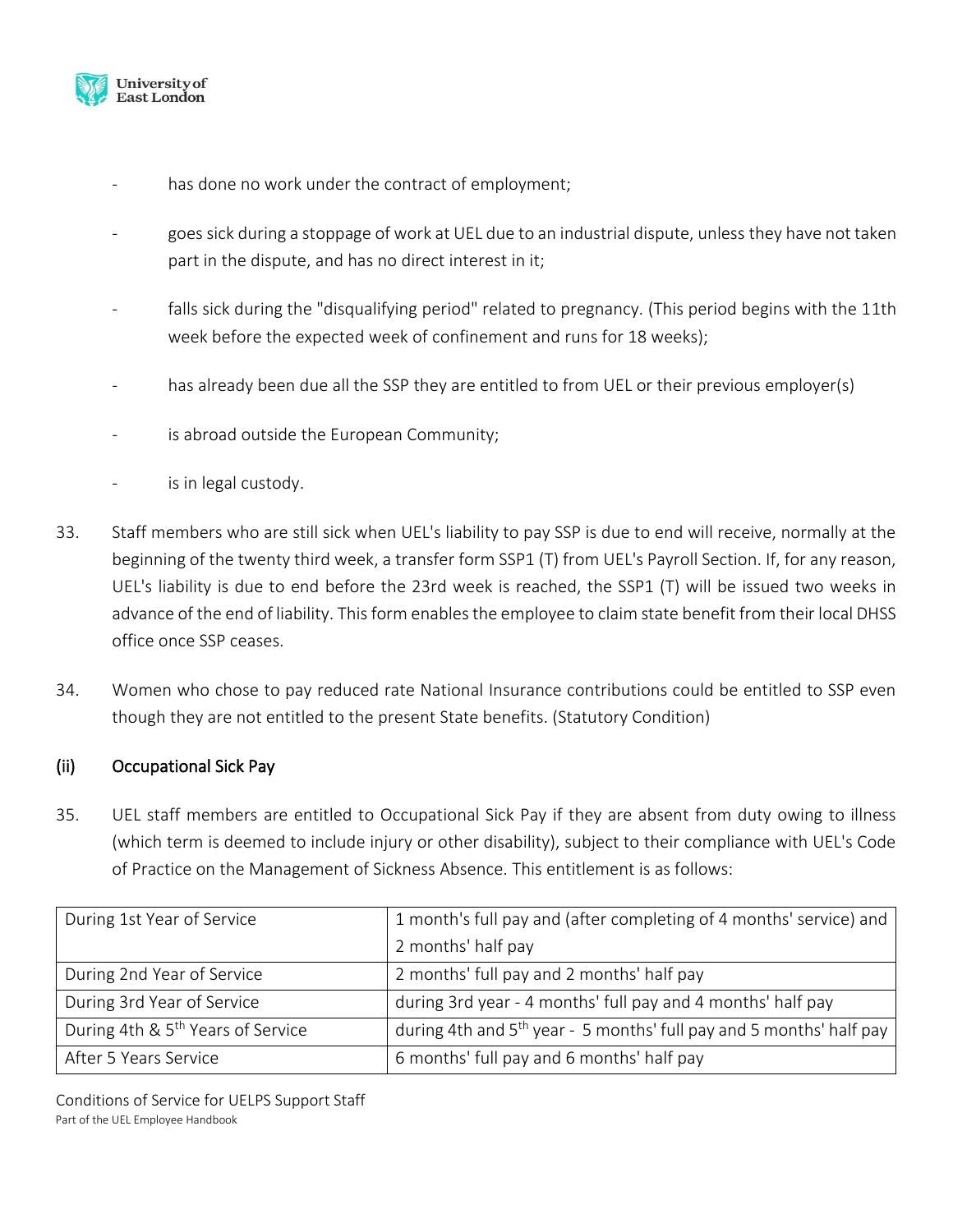- has done no work under the contract of employment;

- goes sick during a stoppage of work at UEL due to an industrial dispute, unless they have not taken part in the dispute, and has no direct interest in it;

- falls sick during the "disqualifying period" related to pregnancy. (This period begins with the 11th week before the expected week of confinement and runs for 18 weeks);

- has already been due all the SSP they are entitled to from UEL or their previous employer(s)

- is abroad outside the European Community;

- is in legal custody.

33. Staff members who are still sick when UEL's liability to pay SSP is due to end will receive, normally at the beginning of the twenty third week, a transfer form SSP1 (T) from UEL's Payroll Section. If, for any reason, UEL's liability is due to end before the 23rd week is reached, the SSP1 (T) will be issued two weeks in advance of the end of liability. This form enables the employee to claim state benefit from their local DHSS office once SSP ceases.

34. Women who chose to pay reduced rate National Insurance contributions could be entitled to SSP even though they are not entitled to the present State benefits. (Statutory Condition)

### (ii) Occupational Sick Pay

35. UEL staff members are entitled to Occupational Sick Pay if they are absent from duty owing to illness (which term is deemed to include injury or other disability), subject to their compliance with UEL's Code of Practice on the Management of Sickness Absence. This entitlement is as follows:

| | |
|---|---|
| During 1st Year of Service | 1 month's full pay and (after completing of 4 months' service) and 2 months' half pay |
| During 2nd Year of Service | 2 months' full pay and 2 months' half pay |
| During 3rd Year of Service | during 3rd year - 4 months' full pay and 4 months' half pay |
| During 4th & 5th Years of Service | during 4th and 5th year - 5 months' full pay and 5 months' half pay |
| After 5 Years Service | 6 months' full pay and 6 months' half pay |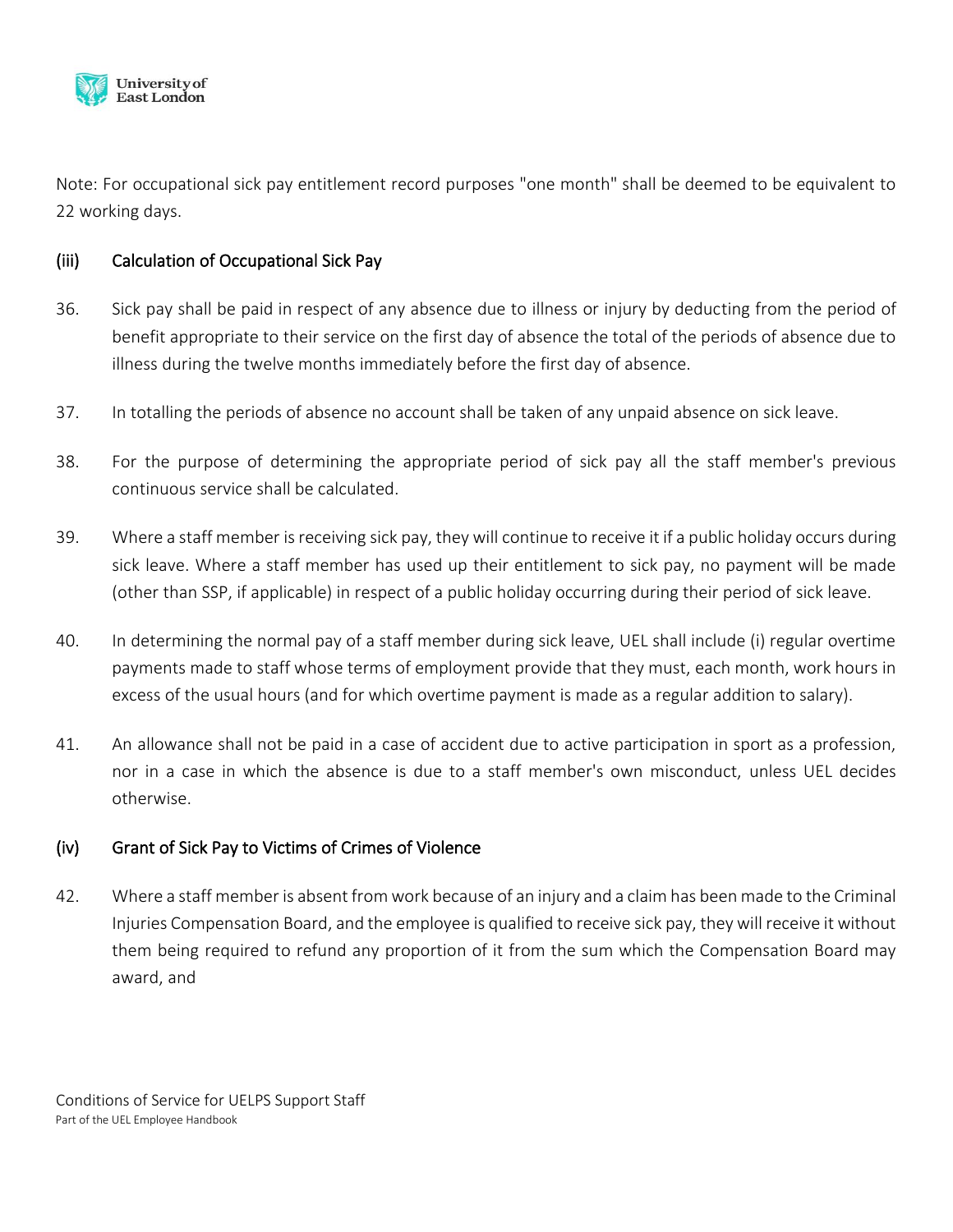Note: For occupational sick pay entitlement record purposes "one month" shall be deemed to be equivalent to 22 working days.

### (iii) Calculation of Occupational Sick Pay

36. Sick pay shall be paid in respect of any absence due to illness or injury by deducting from the period of benefit appropriate to their service on the first day of absence the total of the periods of absence due to illness during the twelve months immediately before the first day of absence.

37. In totalling the periods of absence no account shall be taken of any unpaid absence on sick leave.

38. For the purpose of determining the appropriate period of sick pay all the staff member's previous continuous service shall be calculated.

39. Where a staff member is receiving sick pay, they will continue to receive it if a public holiday occurs during sick leave. Where a staff member has used up their entitlement to sick pay, no payment will be made (other than SSP, if applicable) in respect of a public holiday occurring during their period of sick leave.

40. In determining the normal pay of a staff member during sick leave, UEL shall include (i) regular overtime payments made to staff whose terms of employment provide that they must, each month, work hours in excess of the usual hours (and for which overtime payment is made as a regular addition to salary).

41. An allowance shall not be paid in a case of accident due to active participation in sport as a profession, nor in a case in which the absence is due to a staff member's own misconduct, unless UEL decides otherwise.

### (iv) Grant of Sick Pay to Victims of Crimes of Violence

42. Where a staff member is absent from work because of an injury and a claim has been made to the Criminal Injuries Compensation Board, and the employee is qualified to receive sick pay, they will receive it without them being required to refund any proportion of it from the sum which the Compensation Board may award, and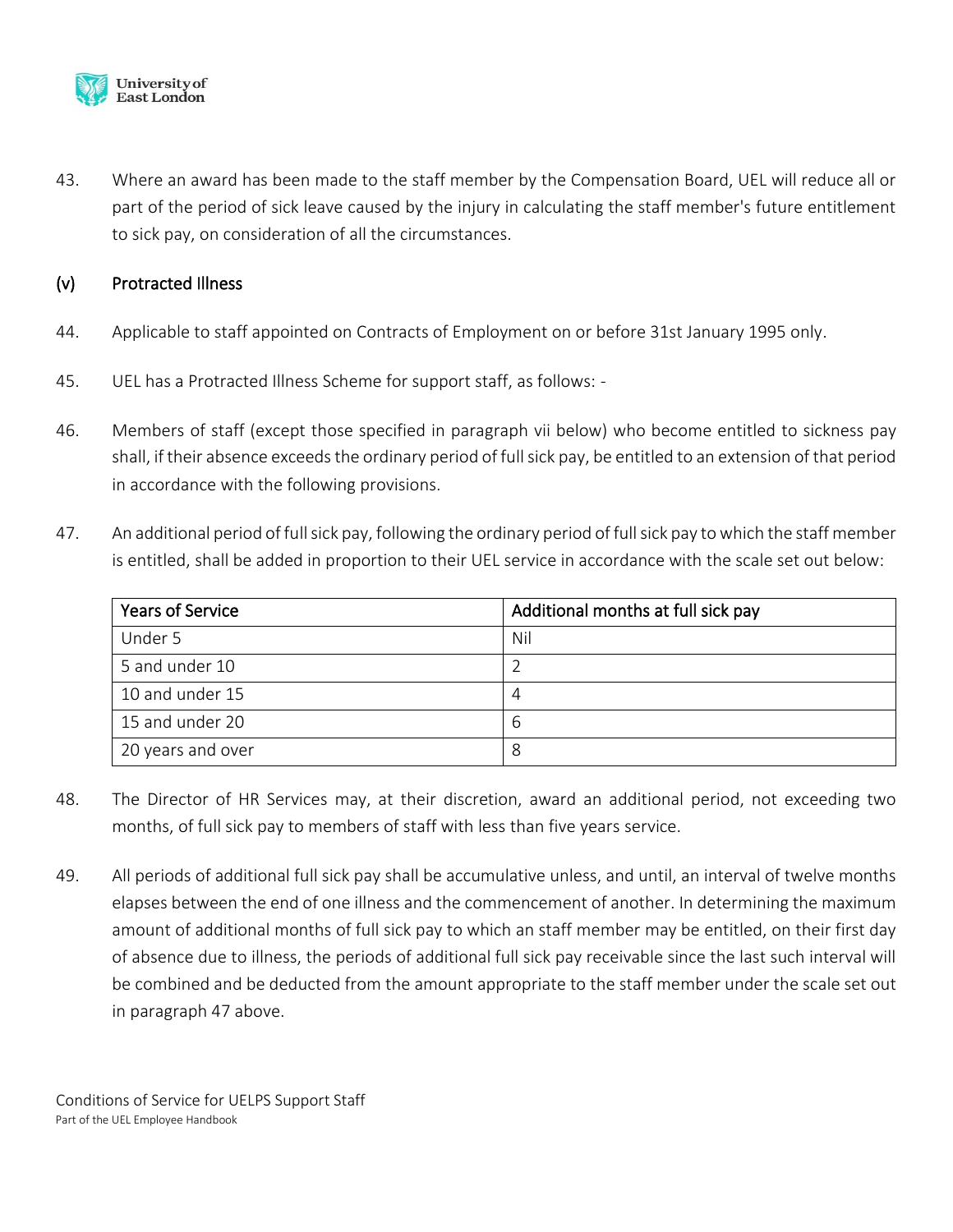43. Where an award has been made to the staff member by the Compensation Board, UEL will reduce all or part of the period of sick leave caused by the injury in calculating the staff member's future entitlement to sick pay, on consideration of all the circumstances.

### (v) Protracted Illness

44. Applicable to staff appointed on Contracts of Employment on or before 31st January 1995 only.

45. UEL has a Protracted Illness Scheme for support staff, as follows: -

46. Members of staff (except those specified in paragraph vii below) who become entitled to sickness pay shall, if their absence exceeds the ordinary period of full sick pay, be entitled to an extension of that period in accordance with the following provisions.

47. An additional period of full sick pay, following the ordinary period of full sick pay to which the staff member is entitled, shall be added in proportion to their UEL service in accordance with the scale set out below:

| Years of Service | Additional months at full sick pay |
|---|---|
| Under 5 | Nil |
| 5 and under 10 | 2 |
| 10 and under 15 | 4 |
| 15 and under 20 | 6 |
| 20 years and over | 8 |

48. The Director of HR Services may, at their discretion, award an additional period, not exceeding two months, of full sick pay to members of staff with less than five years service.

49. All periods of additional full sick pay shall be accumulative unless, and until, an interval of twelve months elapses between the end of one illness and the commencement of another. In determining the maximum amount of additional months of full sick pay to which an staff member may be entitled, on their first day of absence due to illness, the periods of additional full sick pay receivable since the last such interval will be combined and be deducted from the amount appropriate to the staff member under the scale set out in paragraph 47 above.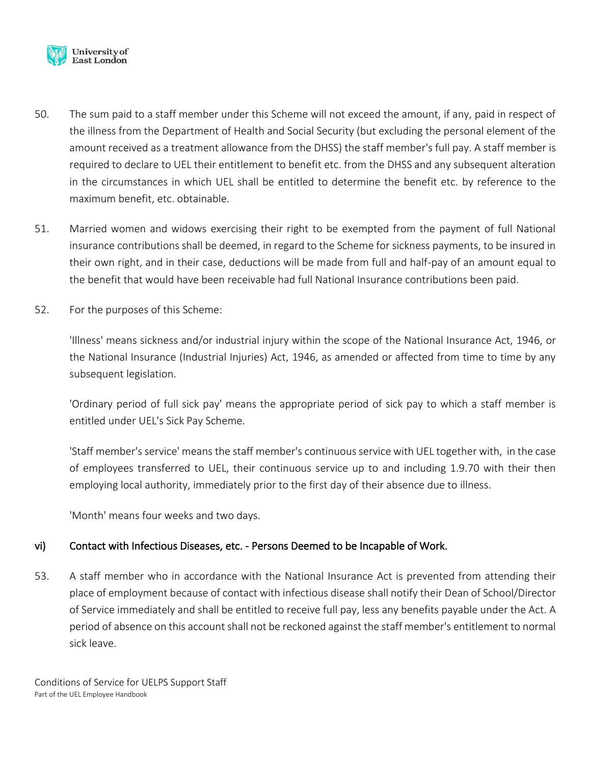50. The sum paid to a staff member under this Scheme will not exceed the amount, if any, paid in respect of the illness from the Department of Health and Social Security (but excluding the personal element of the amount received as a treatment allowance from the DHSS) the staff member's full pay. A staff member is required to declare to UEL their entitlement to benefit etc. from the DHSS and any subsequent alteration in the circumstances in which UEL shall be entitled to determine the benefit etc. by reference to the maximum benefit, etc. obtainable.

51. Married women and widows exercising their right to be exempted from the payment of full National insurance contributions shall be deemed, in regard to the Scheme for sickness payments, to be insured in their own right, and in their case, deductions will be made from full and half-pay of an amount equal to the benefit that would have been receivable had full National Insurance contributions been paid.

52. For the purposes of this Scheme:

 'Illness' means sickness and/or industrial injury within the scope of the National Insurance Act, 1946, or the National Insurance (Industrial Injuries) Act, 1946, as amended or affected from time to time by any subsequent legislation.

 'Ordinary period of full sick pay' means the appropriate period of sick pay to which a staff member is entitled under UEL's Sick Pay Scheme.

 'Staff member's service' means the staff member's continuous service with UEL together with, in the case of employees transferred to UEL, their continuous service up to and including 1.9.70 with their then employing local authority, immediately prior to the first day of their absence due to illness.

 'Month' means four weeks and two days.

### vi) Contact with Infectious Diseases, etc. - Persons Deemed to be Incapable of Work.

53. A staff member who in accordance with the National Insurance Act is prevented from attending their place of employment because of contact with infectious disease shall notify their Dean of School/Director of Service immediately and shall be entitled to receive full pay, less any benefits payable under the Act. A period of absence on this account shall not be reckoned against the staff member's entitlement to normal sick leave.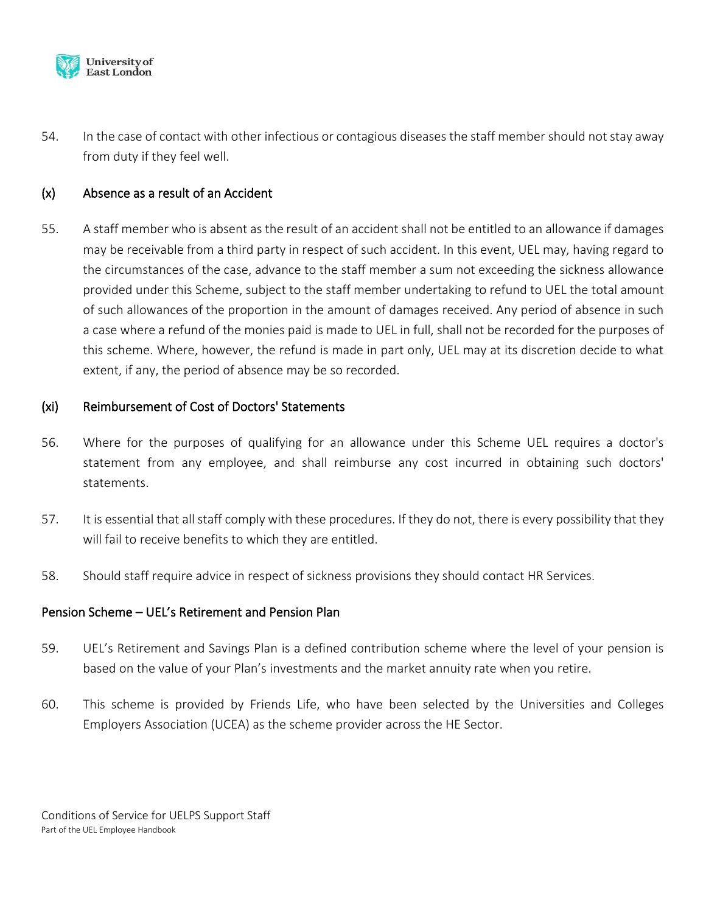54. In the case of contact with other infectious or contagious diseases the staff member should not stay away from duty if they feel well.

### (x) Absence as a result of an Accident

55. A staff member who is absent as the result of an accident shall not be entitled to an allowance if damages may be receivable from a third party in respect of such accident. In this event, UEL may, having regard to the circumstances of the case, advance to the staff member a sum not exceeding the sickness allowance provided under this Scheme, subject to the staff member undertaking to refund to UEL the total amount of such allowances of the proportion in the amount of damages received. Any period of absence in such a case where a refund of the monies paid is made to UEL in full, shall not be recorded for the purposes of this scheme. Where, however, the refund is made in part only, UEL may at its discretion decide to what extent, if any, the period of absence may be so recorded.

### (xi) Reimbursement of Cost of Doctors' Statements

56. Where for the purposes of qualifying for an allowance under this Scheme UEL requires a doctor's statement from any employee, and shall reimburse any cost incurred in obtaining such doctors' statements.

57. It is essential that all staff comply with these procedures. If they do not, there is every possibility that they will fail to receive benefits to which they are entitled.

58. Should staff require advice in respect of sickness provisions they should contact HR Services.

## Pension Scheme – UEL's Retirement and Pension Plan

59. UEL's Retirement and Savings Plan is a defined contribution scheme where the level of your pension is based on the value of your Plan's investments and the market annuity rate when you retire.

60. This scheme is provided by Friends Life, who have been selected by the Universities and Colleges Employers Association (UCEA) as the scheme provider across the HE Sector.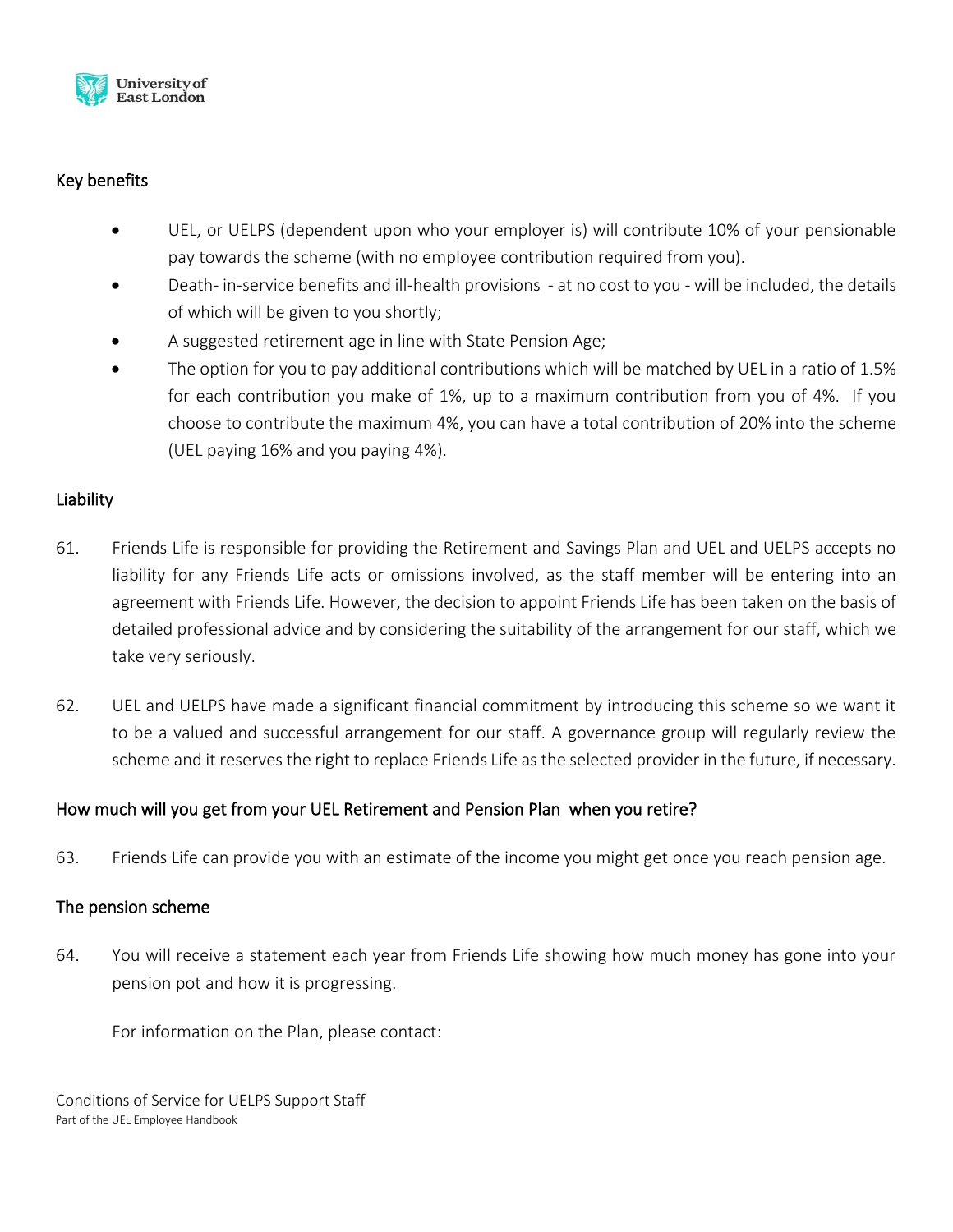### Key benefits

- UEL, or UELPS (dependent upon who your employer is) will contribute 10% of your pensionable pay towards the scheme (with no employee contribution required from you).
- Death- in-service benefits and ill-health provisions - at no cost to you - will be included, the details of which will be given to you shortly;
- A suggested retirement age in line with State Pension Age;
- The option for you to pay additional contributions which will be matched by UEL in a ratio of 1.5% for each contribution you make of 1%, up to a maximum contribution from you of 4%. If you choose to contribute the maximum 4%, you can have a total contribution of 20% into the scheme (UEL paying 16% and you paying 4%).

### Liability

61. Friends Life is responsible for providing the Retirement and Savings Plan and UEL and UELPS accepts no liability for any Friends Life acts or omissions involved, as the staff member will be entering into an agreement with Friends Life. However, the decision to appoint Friends Life has been taken on the basis of detailed professional advice and by considering the suitability of the arrangement for our staff, which we take very seriously.

62. UEL and UELPS have made a significant financial commitment by introducing this scheme so we want it to be a valued and successful arrangement for our staff. A governance group will regularly review the scheme and it reserves the right to replace Friends Life as the selected provider in the future, if necessary.

### How much will you get from your UEL Retirement and Pension Plan when you retire?

63. Friends Life can provide you with an estimate of the income you might get once you reach pension age.

### The pension scheme

64. You will receive a statement each year from Friends Life showing how much money has gone into your pension pot and how it is progressing.

    For information on the Plan, please contact: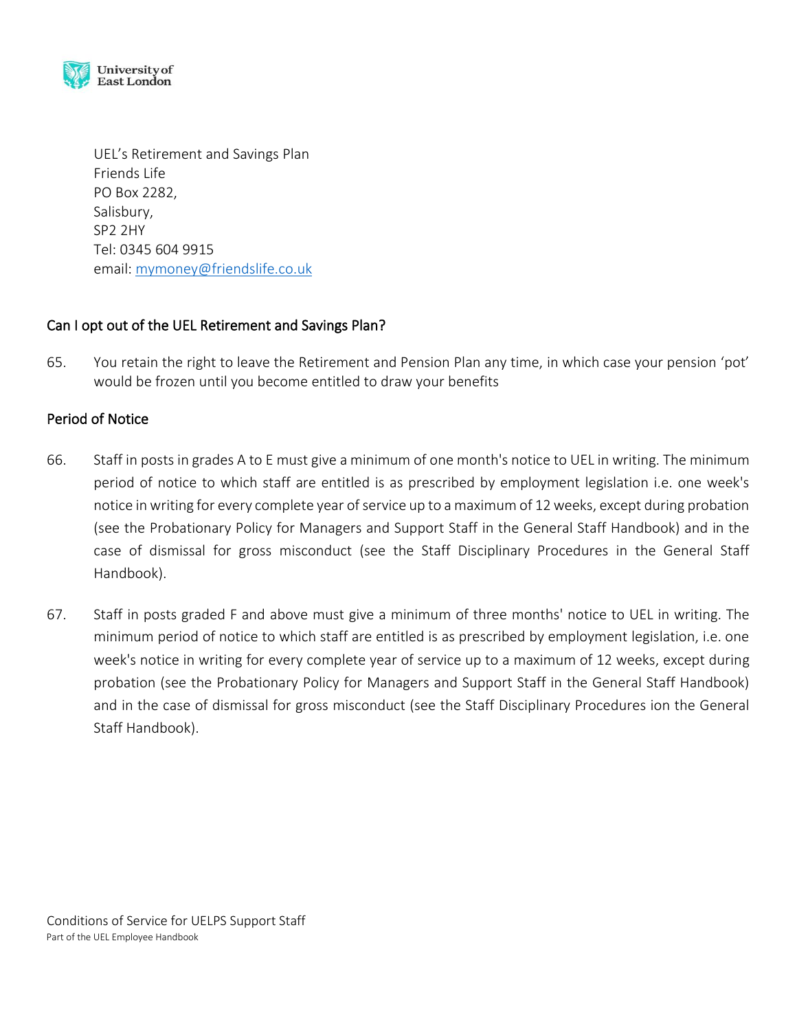UEL's Retirement and Savings Plan
Friends Life
PO Box 2282,
Salisbury,
SP2 2HY
Tel: 0345 604 9915
email: [mymoney@friendslife.co.uk](mailto:mymoney@friendslife.co.uk)

## Can I opt out of the UEL Retirement and Savings Plan?

65. You retain the right to leave the Retirement and Pension Plan any time, in which case your pension 'pot' would be frozen until you become entitled to draw your benefits

## Period of Notice

66. Staff in posts in grades A to E must give a minimum of one month's notice to UEL in writing. The minimum period of notice to which staff are entitled is as prescribed by employment legislation i.e. one week's notice in writing for every complete year of service up to a maximum of 12 weeks, except during probation (see the Probationary Policy for Managers and Support Staff in the General Staff Handbook) and in the case of dismissal for gross misconduct (see the Staff Disciplinary Procedures in the General Staff Handbook).

67. Staff in posts graded F and above must give a minimum of three months' notice to UEL in writing. The minimum period of notice to which staff are entitled is as prescribed by employment legislation, i.e. one week's notice in writing for every complete year of service up to a maximum of 12 weeks, except during probation (see the Probationary Policy for Managers and Support Staff in the General Staff Handbook) and in the case of dismissal for gross misconduct (see the Staff Disciplinary Procedures ion the General Staff Handbook).